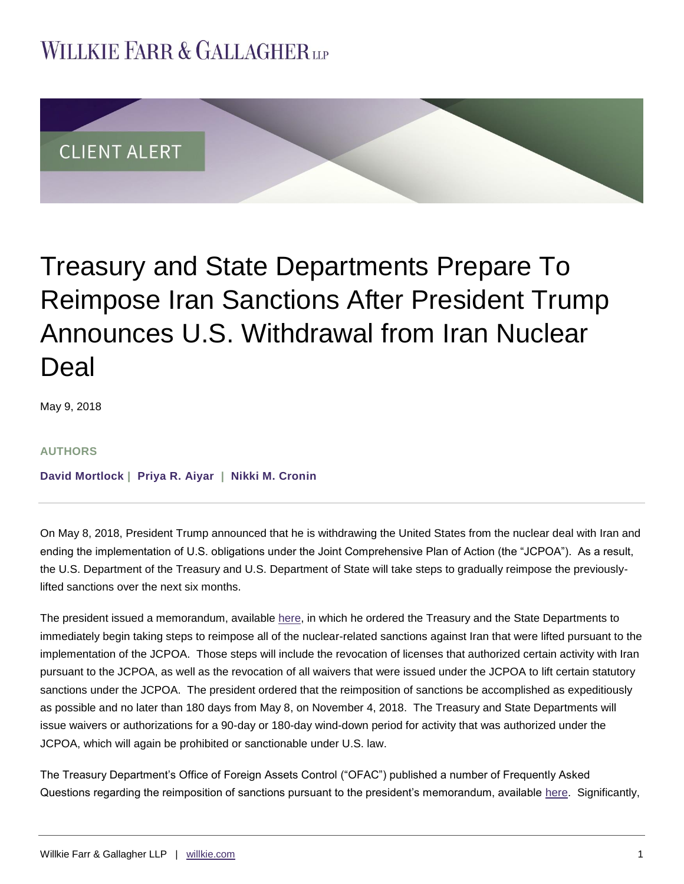WILLKIE FARR & GALLAGHER LLP

CLIENT ALERT

# Treasury and State Departments Prepare To Reimpose Iran Sanctions After President Trump Announces U.S. Withdrawal from Iran Nuclear Deal

May 9, 2018

**AUTHORS**

**David Mortlock | Priya R. Aiyar | Nikki M. Cronin**

On May 8, 2018, President Trump announced that he is withdrawing the United States from the nuclear deal with Iran and ending the implementation of U.S. obligations under the Joint Comprehensive Plan of Action (the "JCPOA"). As a result, the U.S. Department of the Treasury and U.S. Department of State will take steps to gradually reimpose the previously-lifted sanctions over the next six months.

The president issued a memorandum, available here, in which he ordered the Treasury and the State Departments to immediately begin taking steps to reimpose all of the nuclear-related sanctions against Iran that were lifted pursuant to the implementation of the JCPOA. Those steps will include the revocation of licenses that authorized certain activity with Iran pursuant to the JCPOA, as well as the revocation of all waivers that were issued under the JCPOA to lift certain statutory sanctions under the JCPOA. The president ordered that the reimposition of sanctions be accomplished as expeditiously as possible and no later than 180 days from May 8, on November 4, 2018. The Treasury and State Departments will issue waivers or authorizations for a 90-day or 180-day wind-down period for activity that was authorized under the JCPOA, which will again be prohibited or sanctionable under U.S. law.

The Treasury Department's Office of Foreign Assets Control ("OFAC") published a number of Frequently Asked Questions regarding the reimposition of sanctions pursuant to the president's memorandum, available here. Significantly,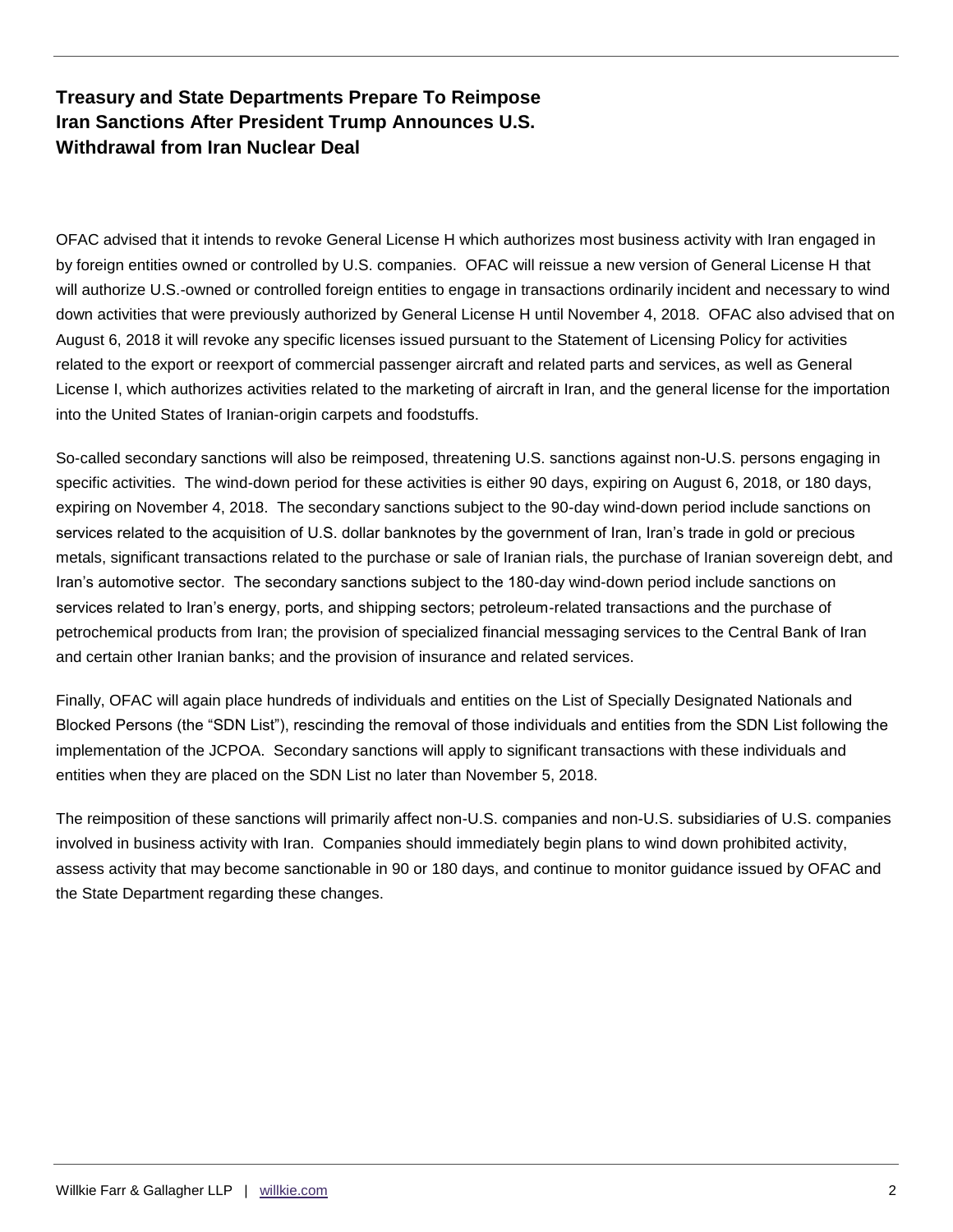**Treasury and State Departments Prepare To Reimpose Iran Sanctions After President Trump Announces U.S. Withdrawal from Iran Nuclear Deal**

OFAC advised that it intends to revoke General License H which authorizes most business activity with Iran engaged in by foreign entities owned or controlled by U.S. companies. OFAC will reissue a new version of General License H that will authorize U.S.-owned or controlled foreign entities to engage in transactions ordinarily incident and necessary to wind down activities that were previously authorized by General License H until November 4, 2018. OFAC also advised that on August 6, 2018 it will revoke any specific licenses issued pursuant to the Statement of Licensing Policy for activities related to the export or reexport of commercial passenger aircraft and related parts and services, as well as General License I, which authorizes activities related to the marketing of aircraft in Iran, and the general license for the importation into the United States of Iranian-origin carpets and foodstuffs.

So-called secondary sanctions will also be reimposed, threatening U.S. sanctions against non-U.S. persons engaging in specific activities. The wind-down period for these activities is either 90 days, expiring on August 6, 2018, or 180 days, expiring on November 4, 2018. The secondary sanctions subject to the 90-day wind-down period include sanctions on services related to the acquisition of U.S. dollar banknotes by the government of Iran, Iran's trade in gold or precious metals, significant transactions related to the purchase or sale of Iranian rials, the purchase of Iranian sovereign debt, and Iran's automotive sector. The secondary sanctions subject to the 180-day wind-down period include sanctions on services related to Iran's energy, ports, and shipping sectors; petroleum-related transactions and the purchase of petrochemical products from Iran; the provision of specialized financial messaging services to the Central Bank of Iran and certain other Iranian banks; and the provision of insurance and related services.

Finally, OFAC will again place hundreds of individuals and entities on the List of Specially Designated Nationals and Blocked Persons (the "SDN List"), rescinding the removal of those individuals and entities from the SDN List following the implementation of the JCPOA. Secondary sanctions will apply to significant transactions with these individuals and entities when they are placed on the SDN List no later than November 5, 2018.

The reimposition of these sanctions will primarily affect non-U.S. companies and non-U.S. subsidiaries of U.S. companies involved in business activity with Iran. Companies should immediately begin plans to wind down prohibited activity, assess activity that may become sanctionable in 90 or 180 days, and continue to monitor guidance issued by OFAC and the State Department regarding these changes.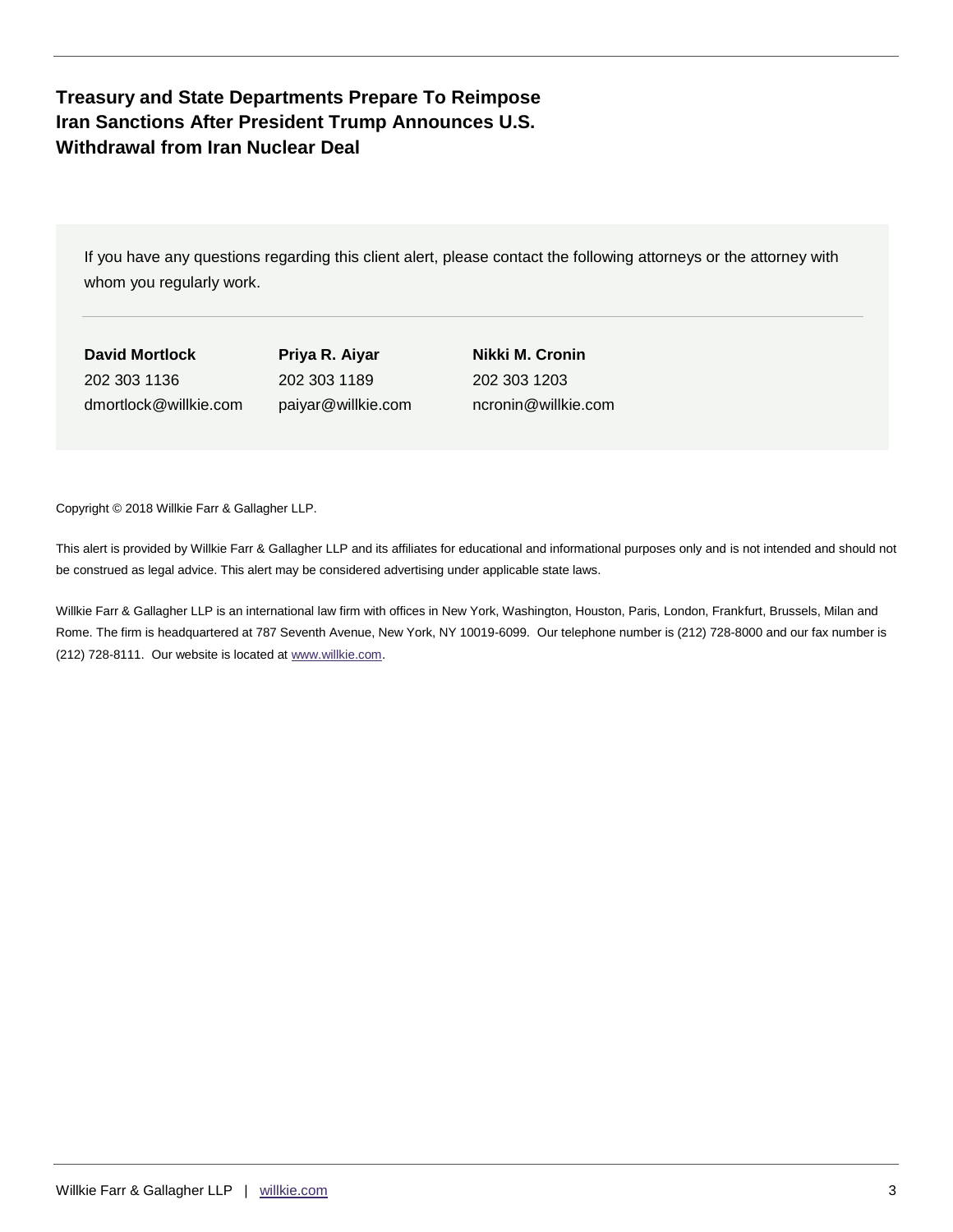**Treasury and State Departments Prepare To Reimpose Iran Sanctions After President Trump Announces U.S. Withdrawal from Iran Nuclear Deal**

If you have any questions regarding this client alert, please contact the following attorneys or the attorney with whom you regularly work.

| | | |
|---|---|---|
| **David Mortlock** | **Priya R. Aiyar** | **Nikki M. Cronin** |
| 202 303 1136 | 202 303 1189 | 202 303 1203 |
| dmortlock@willkie.com | paiyar@willkie.com | ncronin@willkie.com |

Copyright © 2018 Willkie Farr & Gallagher LLP.

This alert is provided by Willkie Farr & Gallagher LLP and its affiliates for educational and informational purposes only and is not intended and should not be construed as legal advice. This alert may be considered advertising under applicable state laws.

Willkie Farr & Gallagher LLP is an international law firm with offices in New York, Washington, Houston, Paris, London, Frankfurt, Brussels, Milan and Rome. The firm is headquartered at 787 Seventh Avenue, New York, NY 10019-6099. Our telephone number is (212) 728-8000 and our fax number is (212) 728-8111. Our website is located at www.willkie.com.